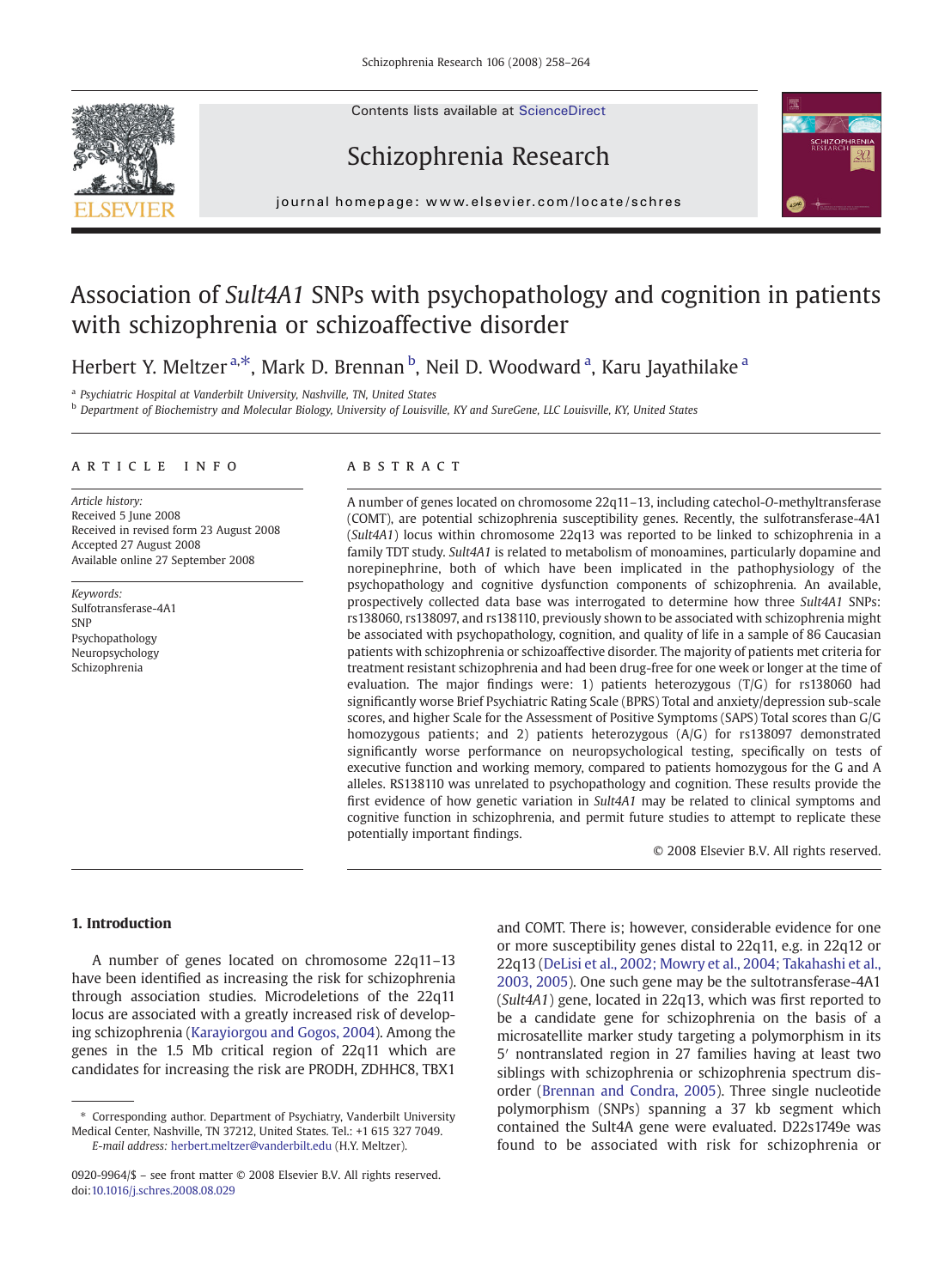# Association of *Sult4A1* SNPs with psychopathology and cognition in patients with schizophrenia or schizoaffective disorder

Herbert Y. Meltzer [a,*], Mark D. Brennan [b], Neil D. Woodward [a], Karu Jayathilake [a]

[a] Psychiatric Hospital at Vanderbilt University, Nashville, TN, United States
[b] Department of Biochemistry and Molecular Biology, University of Louisville, KY and SureGene, LLC Louisville, KY, United States

## ARTICLE INFO

*Article history:*
Received 5 June 2008
Received in revised form 23 August 2008
Accepted 27 August 2008
Available online 27 September 2008

*Keywords:*
Sulfotransferase-4A1
SNP
Psychopathology
Neuropsychology
Schizophrenia

## ABSTRACT

A number of genes located on chromosome 22q11–13, including catechol-*O*-methyltransferase (COMT), are potential schizophrenia susceptibility genes. Recently, the sulfotransferase-4A1 (*Sult4A1*) locus within chromosome 22q13 was reported to be linked to schizophrenia in a family TDT study. *Sult4A1* is related to metabolism of monoamines, particularly dopamine and norepinephrine, both of which have been implicated in the pathophysiology of the psychopathology and cognitive dysfunction components of schizophrenia. An available, prospectively collected data base was interrogated to determine how three *Sult4A1* SNPs: rs138060, rs138097, and rs138110, previously shown to be associated with schizophrenia might be associated with psychopathology, cognition, and quality of life in a sample of 86 Caucasian patients with schizophrenia or schizoaffective disorder. The majority of patients met criteria for treatment resistant schizophrenia and had been drug-free for one week or longer at the time of evaluation. The major findings were: 1) patients heterozygous (T/G) for rs138060 had significantly worse Brief Psychiatric Rating Scale (BPRS) Total and anxiety/depression sub-scale scores, and higher Scale for the Assessment of Positive Symptoms (SAPS) Total scores than G/G homozygous patients; and 2) patients heterozygous (A/G) for rs138097 demonstrated significantly worse performance on neuropsychological testing, specifically on tests of executive function and working memory, compared to patients homozygous for the G and A alleles. RS138110 was unrelated to psychopathology and cognition. These results provide the first evidence of how genetic variation in *Sult4A1* may be related to clinical symptoms and cognitive function in schizophrenia, and permit future studies to attempt to replicate these potentially important findings.

© 2008 Elsevier B.V. All rights reserved.

## 1. Introduction

A number of genes located on chromosome 22q11–13 have been identified as increasing the risk for schizophrenia through association studies. Microdeletions of the 22q11 locus are associated with a greatly increased risk of developing schizophrenia (Karayiorgou and Gogos, 2004). Among the genes in the 1.5 Mb critical region of 22q11 which are candidates for increasing the risk are PRODH, ZDHHC8, TBX1 and COMT. There is; however, considerable evidence for one or more susceptibility genes distal to 22q11, e.g. in 22q12 or 22q13 (DeLisi et al., 2002; Mowry et al., 2004; Takahashi et al., 2003, 2005). One such gene may be the sultotransferase-4A1 (*Sult4A1*) gene, located in 22q13, which was first reported to be a candidate gene for schizophrenia on the basis of a microsatellite marker study targeting a polymorphism in its 5′ nontranslated region in 27 families having at least two siblings with schizophrenia or schizophrenia spectrum disorder (Brennan and Condra, 2005). Three single nucleotide polymorphism (SNPs) spanning a 37 kb segment which contained the Sult4A gene were evaluated. D22s1749e was found to be associated with risk for schizophrenia or

* Corresponding author. Department of Psychiatry, Vanderbilt University Medical Center, Nashville, TN 37212, United States. Tel.: +1 615 327 7049.
*E-mail address:* herbert.meltzer@vanderbilt.edu (H.Y. Meltzer).

0920-9964/$ – see front matter © 2008 Elsevier B.V. All rights reserved.
doi:10.1016/j.schres.2008.08.029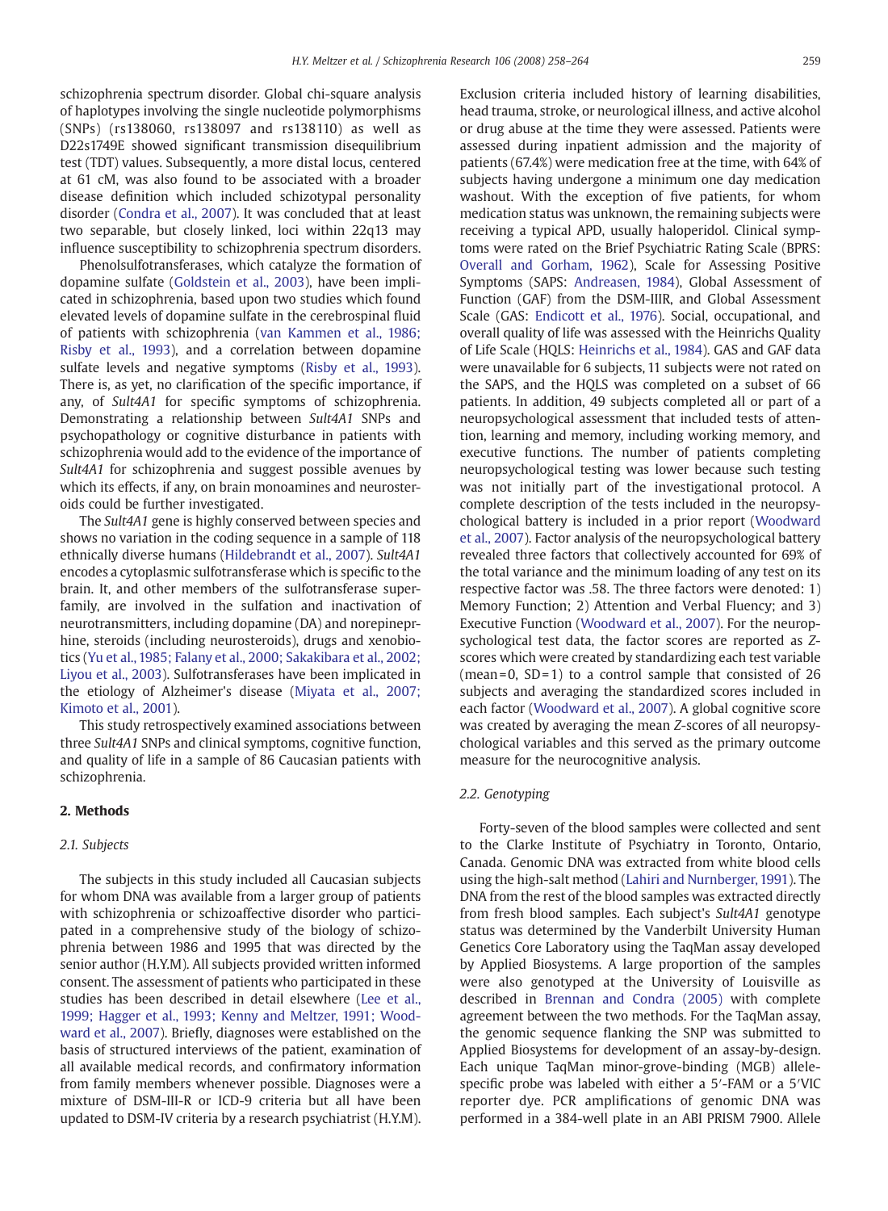schizophrenia spectrum disorder. Global chi-square analysis of haplotypes involving the single nucleotide polymorphisms (SNPs) (rs138060, rs138097 and rs138110) as well as D22s1749E showed significant transmission disequilibrium test (TDT) values. Subsequently, a more distal locus, centered at 61 cM, was also found to be associated with a broader disease definition which included schizotypal personality disorder (Condra et al., 2007). It was concluded that at least two separable, but closely linked, loci within 22q13 may influence susceptibility to schizophrenia spectrum disorders.

Phenolsulfotransferases, which catalyze the formation of dopamine sulfate (Goldstein et al., 2003), have been implicated in schizophrenia, based upon two studies which found elevated levels of dopamine sulfate in the cerebrospinal fluid of patients with schizophrenia (van Kammen et al., 1986; Risby et al., 1993), and a correlation between dopamine sulfate levels and negative symptoms (Risby et al., 1993). There is, as yet, no clarification of the specific importance, if any, of *Sult4A1* for specific symptoms of schizophrenia. Demonstrating a relationship between *Sult4A1* SNPs and psychopathology or cognitive disturbance in patients with schizophrenia would add to the evidence of the importance of *Sult4A1* for schizophrenia and suggest possible avenues by which its effects, if any, on brain monoamines and neurosteroids could be further investigated.

The *Sult4A1* gene is highly conserved between species and shows no variation in the coding sequence in a sample of 118 ethnically diverse humans (Hildebrandt et al., 2007). *Sult4A1* encodes a cytoplasmic sulfotransferase which is specific to the brain. It, and other members of the sulfotransferase superfamily, are involved in the sulfation and inactivation of neurotransmitters, including dopamine (DA) and norepinephrine, steroids (including neurosteroids), drugs and xenobiotics (Yu et al., 1985; Falany et al., 2000; Sakakibara et al., 2002; Liyou et al., 2003). Sulfotransferases have been implicated in the etiology of Alzheimer's disease (Miyata et al., 2007; Kimoto et al., 2001).

This study retrospectively examined associations between three *Sult4A1* SNPs and clinical symptoms, cognitive function, and quality of life in a sample of 86 Caucasian patients with schizophrenia.

## 2. Methods

### 2.1. Subjects

The subjects in this study included all Caucasian subjects for whom DNA was available from a larger group of patients with schizophrenia or schizoaffective disorder who participated in a comprehensive study of the biology of schizophrenia between 1986 and 1995 that was directed by the senior author (H.Y.M). All subjects provided written informed consent. The assessment of patients who participated in these studies has been described in detail elsewhere (Lee et al., 1999; Hagger et al., 1993; Kenny and Meltzer, 1991; Woodward et al., 2007). Briefly, diagnoses were established on the basis of structured interviews of the patient, examination of all available medical records, and confirmatory information from family members whenever possible. Diagnoses were a mixture of DSM-III-R or ICD-9 criteria but all have been updated to DSM-IV criteria by a research psychiatrist (H.Y.M). Exclusion criteria included history of learning disabilities, head trauma, stroke, or neurological illness, and active alcohol or drug abuse at the time they were assessed. Patients were assessed during inpatient admission and the majority of patients (67.4%) were medication free at the time, with 64% of subjects having undergone a minimum one day medication washout. With the exception of five patients, for whom medication status was unknown, the remaining subjects were receiving a typical APD, usually haloperidol. Clinical symptoms were rated on the Brief Psychiatric Rating Scale (BPRS: Overall and Gorham, 1962), Scale for Assessing Positive Symptoms (SAPS: Andreasen, 1984), Global Assessment of Function (GAF) from the DSM-IIIR, and Global Assessment Scale (GAS: Endicott et al., 1976). Social, occupational, and overall quality of life was assessed with the Heinrichs Quality of Life Scale (HQLS: Heinrichs et al., 1984). GAS and GAF data were unavailable for 6 subjects, 11 subjects were not rated on the SAPS, and the HQLS was completed on a subset of 66 patients. In addition, 49 subjects completed all or part of a neuropsychological assessment that included tests of attention, learning and memory, including working memory, and executive functions. The number of patients completing neuropsychological testing was lower because such testing was not initially part of the investigational protocol. A complete description of the tests included in the neuropsychological battery is included in a prior report (Woodward et al., 2007). Factor analysis of the neuropsychological battery revealed three factors that collectively accounted for 69% of the total variance and the minimum loading of any test on its respective factor was .58. The three factors were denoted: 1) Memory Function; 2) Attention and Verbal Fluency; and 3) Executive Function (Woodward et al., 2007). For the neuropsychological test data, the factor scores are reported as Z-scores which were created by standardizing each test variable (mean = 0, SD = 1) to a control sample that consisted of 26 subjects and averaging the standardized scores included in each factor (Woodward et al., 2007). A global cognitive score was created by averaging the mean Z-scores of all neuropsychological variables and this served as the primary outcome measure for the neurocognitive analysis.

### 2.2. Genotyping

Forty-seven of the blood samples were collected and sent to the Clarke Institute of Psychiatry in Toronto, Ontario, Canada. Genomic DNA was extracted from white blood cells using the high-salt method (Lahiri and Nurnberger, 1991). The DNA from the rest of the blood samples was extracted directly from fresh blood samples. Each subject's *Sult4A1* genotype status was determined by the Vanderbilt University Human Genetics Core Laboratory using the TaqMan assay developed by Applied Biosystems. A large proportion of the samples were also genotyped at the University of Louisville as described in Brennan and Condra (2005) with complete agreement between the two methods. For the TaqMan assay, the genomic sequence flanking the SNP was submitted to Applied Biosystems for development of an assay-by-design. Each unique TaqMan minor-grove-binding (MGB) allele-specific probe was labeled with either a 5′-FAM or a 5′VIC reporter dye. PCR amplifications of genomic DNA was performed in a 384-well plate in an ABI PRISM 7900. Allele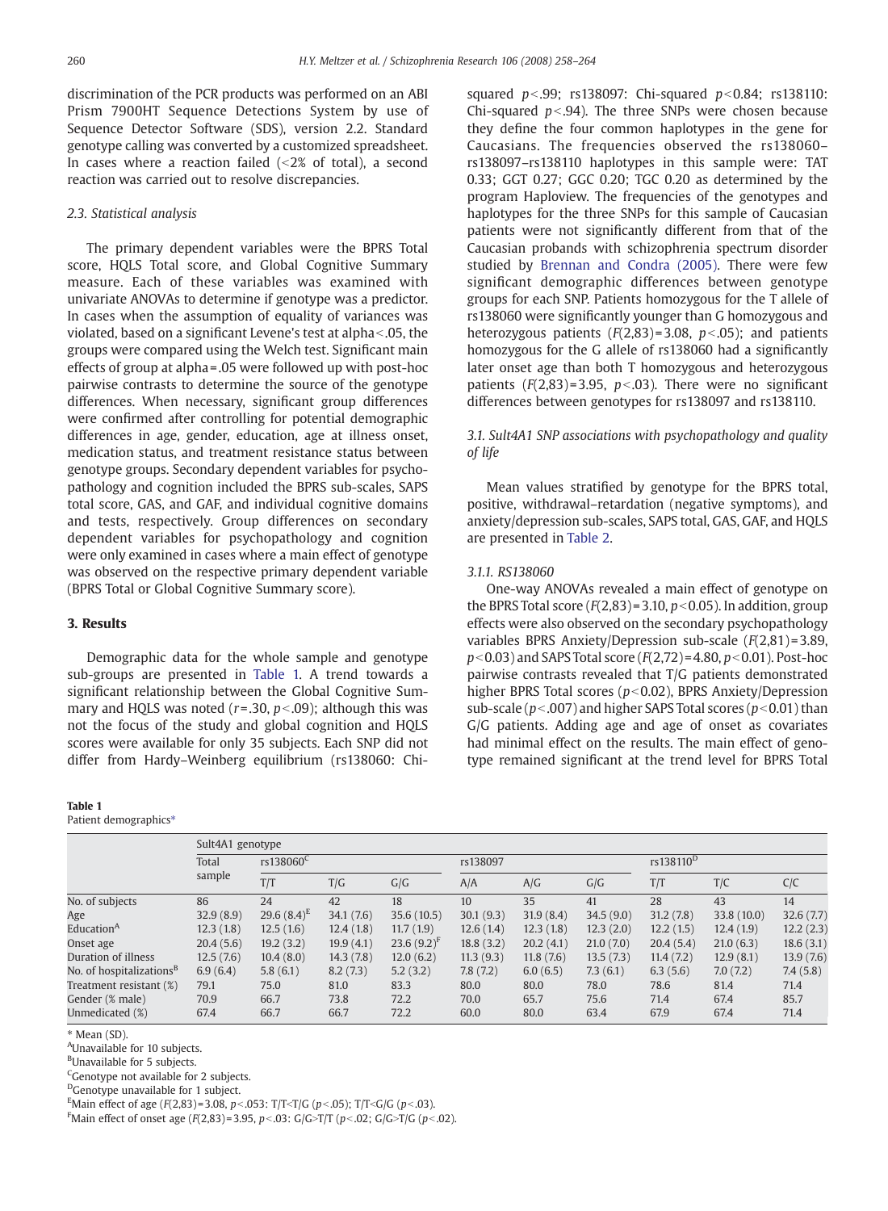discrimination of the PCR products was performed on an ABI Prism 7900HT Sequence Detections System by use of Sequence Detector Software (SDS), version 2.2. Standard genotype calling was converted by a customized spreadsheet. In cases where a reaction failed (<2% of total), a second reaction was carried out to resolve discrepancies.

### 2.3. Statistical analysis

The primary dependent variables were the BPRS Total score, HQLS Total score, and Global Cognitive Summary measure. Each of these variables was examined with univariate ANOVAs to determine if genotype was a predictor. In cases when the assumption of equality of variances was violated, based on a significant Levene's test at alpha<.05, the groups were compared using the Welch test. Significant main effects of group at alpha=.05 were followed up with post-hoc pairwise contrasts to determine the source of the genotype differences. When necessary, significant group differences were confirmed after controlling for potential demographic differences in age, gender, education, age at illness onset, medication status, and treatment resistance status between genotype groups. Secondary dependent variables for psychopathology and cognition included the BPRS sub-scales, SAPS total score, GAS, and GAF, and individual cognitive domains and tests, respectively. Group differences on secondary dependent variables for psychopathology and cognition were only examined in cases where a main effect of genotype was observed on the respective primary dependent variable (BPRS Total or Global Cognitive Summary score).

## 3. Results

Demographic data for the whole sample and genotype sub-groups are presented in Table 1. A trend towards a significant relationship between the Global Cognitive Summary and HQLS was noted ($r=.30$, $p<.09$); although this was not the focus of the study and global cognition and HQLS scores were available for only 35 subjects. Each SNP did not differ from Hardy–Weinberg equilibrium (rs138060: Chi-squared $p<.99$; rs138097: Chi-squared $p<0.84$; rs138110: Chi-squared $p<.94$). The three SNPs were chosen because they define the four common haplotypes in the gene for Caucasians. The frequencies observed the rs138060–rs138097–rs138110 haplotypes in this sample were: TAT 0.33; GGT 0.27; GGC 0.20; TGC 0.20 as determined by the program Haploview. The frequencies of the genotypes and haplotypes for the three SNPs for this sample of Caucasian patients were not significantly different from that of the Caucasian probands with schizophrenia spectrum disorder studied by Brennan and Condra (2005). There were few significant demographic differences between genotype groups for each SNP. Patients homozygous for the T allele of rs138060 were significantly younger than G homozygous and heterozygous patients ($F(2,83)=3.08$, $p<.05$); and patients homozygous for the G allele of rs138060 had a significantly later onset age than both T homozygous and heterozygous patients ($F(2,83)=3.95$, $p<.03$). There were no significant differences between genotypes for rs138097 and rs138110.

### 3.1. Sult4A1 SNP associations with psychopathology and quality of life

Mean values stratified by genotype for the BPRS total, positive, withdrawal–retardation (negative symptoms), and anxiety/depression sub-scales, SAPS total, GAS, GAF, and HQLS are presented in Table 2.

#### 3.1.1. RS138060

One-way ANOVAs revealed a main effect of genotype on the BPRS Total score ($F(2,83)=3.10$, $p<0.05$). In addition, group effects were also observed on the secondary psychopathology variables BPRS Anxiety/Depression sub-scale ($F(2,81)=3.89$, $p<0.03$) and SAPS Total score ($F(2,72)=4.80$, $p<0.01$). Post-hoc pairwise contrasts revealed that T/G patients demonstrated higher BPRS Total scores ($p<0.02$), BPRS Anxiety/Depression sub-scale ($p<.007$) and higher SAPS Total scores ($p<0.01$) than G/G patients. Adding age and age of onset as covariates had minimal effect on the results. The main effect of genotype remained significant at the trend level for BPRS Total

**Table 1**
Patient demographics*

| | Sult4A1 genotype | | | | | | | | | |
|---|---|---|---|---|---|---|---|---|---|---|
| | Total sample | rs138060[C] | | | rs138097 | | | rs138110[D] | | |
| | | T/T | T/G | G/G | A/A | A/G | G/G | T/T | T/C | C/C |
| No. of subjects | 86 | 24 | 42 | 18 | 10 | 35 | 41 | 28 | 43 | 14 |
| Age | 32.9 (8.9) | 29.6 (8.4)[E] | 34.1 (7.6) | 35.6 (10.5) | 30.1 (9.3) | 31.9 (8.4) | 34.5 (9.0) | 31.2 (7.8) | 33.8 (10.0) | 32.6 (7.7) |
| Education[A] | 12.3 (1.8) | 12.5 (1.6) | 12.4 (1.8) | 11.7 (1.9) | 12.6 (1.4) | 12.3 (1.8) | 12.3 (2.0) | 12.2 (1.5) | 12.4 (1.9) | 12.2 (2.3) |
| Onset age | 20.4 (5.6) | 19.2 (3.2) | 19.9 (4.1) | 23.6 (9.2)[F] | 18.8 (3.2) | 20.2 (4.1) | 21.0 (7.0) | 20.4 (5.4) | 21.0 (6.3) | 18.6 (3.1) |
| Duration of illness | 12.5 (7.6) | 10.4 (8.0) | 14.3 (7.8) | 12.0 (6.2) | 11.3 (9.3) | 11.8 (7.6) | 13.5 (7.3) | 11.4 (7.2) | 12.9 (8.1) | 13.9 (7.6) |
| No. of hospitalizations[B] | 6.9 (6.4) | 5.8 (6.1) | 8.2 (7.3) | 5.2 (3.2) | 7.8 (7.2) | 6.0 (6.5) | 7.3 (6.1) | 6.3 (5.6) | 7.0 (7.2) | 7.4 (5.8) |
| Treatment resistant (%) | 79.1 | 75.0 | 81.0 | 83.3 | 80.0 | 80.0 | 78.0 | 78.6 | 81.4 | 71.4 |
| Gender (% male) | 70.9 | 66.7 | 73.8 | 72.2 | 70.0 | 65.7 | 75.6 | 71.4 | 67.4 | 85.7 |
| Unmedicated (%) | 67.4 | 66.7 | 66.7 | 72.2 | 60.0 | 80.0 | 63.4 | 67.9 | 67.4 | 71.4 |

\* Mean (SD).
[A]Unavailable for 10 subjects.
[B]Unavailable for 5 subjects.
[C]Genotype not available for 2 subjects.
[D]Genotype unavailable for 1 subject.
[E]Main effect of age ($F(2,83)=3.08$, $p<.053$: T/T<T/G ($p<.05$); T/T<G/G ($p<.03$).
[F]Main effect of onset age ($F(2,83)=3.95$, $p<.03$: G/G>T/T ($p<.02$; G/G>T/G ($p<.02$).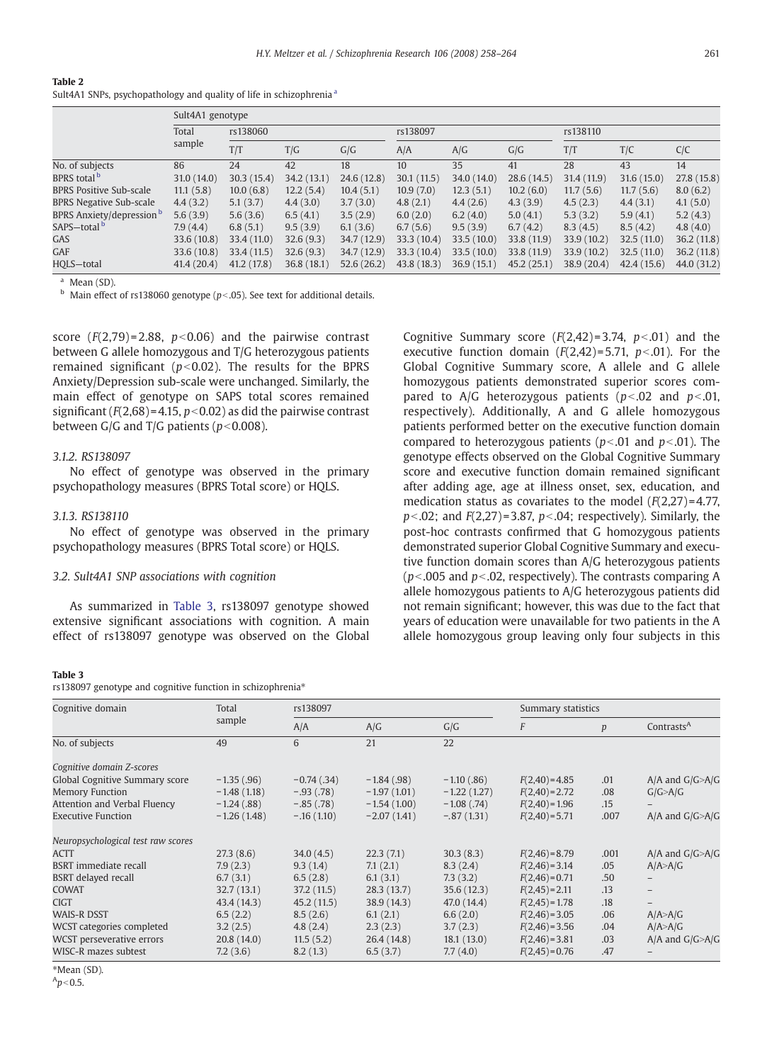**Table 2**
Sult4A1 SNPs, psychopathology and quality of life in schizophrenia [a]

| | Sult4A1 genotype | | | | | | | | | |
|---|---|---|---|---|---|---|---|---|---|---|
| | Total sample | rs138060 | | | rs138097 | | | rs138110 | | |
| | | T/T | T/G | G/G | A/A | A/G | G/G | T/T | T/C | C/C |
| No. of subjects | 86 | 24 | 42 | 18 | 10 | 35 | 41 | 28 | 43 | 14 |
| BPRS total [b] | 31.0 (14.0) | 30.3 (15.4) | 34.2 (13.1) | 24.6 (12.8) | 30.1 (11.5) | 34.0 (14.0) | 28.6 (14.5) | 31.4 (11.9) | 31.6 (15.0) | 27.8 (15.8) |
| BPRS Positive Sub-scale | 11.1 (5.8) | 10.0 (6.8) | 12.2 (5.4) | 10.4 (5.1) | 10.9 (7.0) | 12.3 (5.1) | 10.2 (6.0) | 11.7 (5.6) | 11.7 (5.6) | 8.0 (6.2) |
| BPRS Negative Sub-scale | 4.4 (3.2) | 5.1 (3.7) | 4.4 (3.0) | 3.7 (3.0) | 4.8 (2.1) | 4.4 (2.6) | 4.3 (3.9) | 4.5 (2.3) | 4.4 (3.1) | 4.1 (5.0) |
| BPRS Anxiety/depression [b] | 5.6 (3.9) | 5.6 (3.6) | 6.5 (4.1) | 3.5 (2.9) | 6.0 (2.0) | 6.2 (4.0) | 5.0 (4.1) | 5.3 (3.2) | 5.9 (4.1) | 5.2 (4.3) |
| SAPS—total [b] | 7.9 (4.4) | 6.8 (5.1) | 9.5 (3.9) | 6.1 (3.6) | 6.7 (5.6) | 9.5 (3.9) | 6.7 (4.2) | 8.3 (4.5) | 8.5 (4.2) | 4.8 (4.0) |
| GAS | 33.6 (10.8) | 33.4 (11.0) | 32.6 (9.3) | 34.7 (12.9) | 33.3 (10.4) | 33.5 (10.0) | 33.8 (11.9) | 33.9 (10.2) | 32.5 (11.0) | 36.2 (11.8) |
| GAF | 33.6 (10.8) | 33.4 (11.5) | 32.6 (9.3) | 34.7 (12.9) | 33.3 (10.4) | 33.5 (10.0) | 33.8 (11.9) | 33.9 (10.2) | 32.5 (11.0) | 36.2 (11.8) |
| HQLS—total | 41.4 (20.4) | 41.2 (17.8) | 36.8 (18.1) | 52.6 (26.2) | 43.8 (18.3) | 36.9 (15.1) | 45.2 (25.1) | 38.9 (20.4) | 42.4 (15.6) | 44.0 (31.2) |

[a] Mean (SD).
[b] Main effect of rs138060 genotype ($p<.05$). See text for additional details.

score ($F(2,79)=2.88$, $p<0.06$) and the pairwise contrast between G allele homozygous and T/G heterozygous patients remained significant ($p<0.02$). The results for the BPRS Anxiety/Depression sub-scale were unchanged. Similarly, the main effect of genotype on SAPS total scores remained significant ($F(2,68)=4.15$, $p<0.02$) as did the pairwise contrast between G/G and T/G patients ($p<0.008$).

### 3.1.2. RS138097

No effect of genotype was observed in the primary psychopathology measures (BPRS Total score) or HQLS.

### 3.1.3. RS138110

No effect of genotype was observed in the primary psychopathology measures (BPRS Total score) or HQLS.

## 3.2. Sult4A1 SNP associations with cognition

As summarized in Table 3, rs138097 genotype showed extensive significant associations with cognition. A main effect of rs138097 genotype was observed on the Global Cognitive Summary score ($F(2,42)=3.74$, $p<.01$) and the executive function domain ($F(2,42)=5.71$, $p<.01$). For the Global Cognitive Summary score, A allele and G allele homozygous patients demonstrated superior scores compared to A/G heterozygous patients ($p<.02$ and $p<.01$, respectively). Additionally, A and G allele homozygous patients performed better on the executive function domain compared to heterozygous patients ($p<.01$ and $p<.01$). The genotype effects observed on the Global Cognitive Summary score and executive function domain remained significant after adding age, age at illness onset, sex, education, and medication status as covariates to the model ($F(2,27)=4.77$, $p<.02$; and $F(2,27)=3.87$, $p<.04$; respectively). Similarly, the post-hoc contrasts confirmed that G homozygous patients demonstrated superior Global Cognitive Summary and executive function domain scores than A/G heterozygous patients ($p<.005$ and $p<.02$, respectively). The contrasts comparing A allele homozygous patients to A/G heterozygous patients did not remain significant; however, this was due to the fact that years of education were unavailable for two patients in the A allele homozygous group leaving only four subjects in this

**Table 3**
rs138097 genotype and cognitive function in schizophrenia*

| Cognitive domain | Total sample | rs138097 | | | Summary statistics | | |
|---|---|---|---|---|---|---|---|
| | | A/A | A/G | G/G | F | p | Contrasts[A] |
| No. of subjects | 49 | 6 | 21 | 22 | | | |
| *Cognitive domain Z-scores* | | | | | | | |
| Global Cognitive Summary score | −1.35 (.96) | −0.74 (.34) | −1.84 (.98) | −1.10 (.86) | $F(2,40)=4.85$ | .01 | A/A and G/G>A/G |
| Memory Function | −1.48 (1.18) | −.93 (.78) | −1.97 (1.01) | −1.22 (1.27) | $F(2,40)=2.72$ | .08 | G/G>A/G |
| Attention and Verbal Fluency | −1.24 (.88) | −.85 (.78) | −1.54 (1.00) | −1.08 (.74) | $F(2,40)=1.96$ | .15 | – |
| Executive Function | −1.26 (1.48) | −.16 (1.10) | −2.07 (1.41) | −.87 (1.31) | $F(2,40)=5.71$ | .007 | A/A and G/G>A/G |
| *Neuropsychological test raw scores* | | | | | | | |
| ACTT | 27.3 (8.6) | 34.0 (4.5) | 22.3 (7.1) | 30.3 (8.3) | $F(2,46)=8.79$ | .001 | A/A and G/G>A/G |
| BSRT immediate recall | 7.9 (2.3) | 9.3 (1.4) | 7.1 (2.1) | 8.3 (2.4) | $F(2,46)=3.14$ | .05 | A/A>A/G |
| BSRT delayed recall | 6.7 (3.1) | 6.5 (2.8) | 6.1 (3.1) | 7.3 (3.2) | $F(2,46)=0.71$ | .50 | – |
| COWAT | 32.7 (13.1) | 37.2 (11.5) | 28.3 (13.7) | 35.6 (12.3) | $F(2,45)=2.11$ | .13 | – |
| CIGT | 43.4 (14.3) | 45.2 (11.5) | 38.9 (14.3) | 47.0 (14.4) | $F(2,45)=1.78$ | .18 | – |
| WAIS-R DSST | 6.5 (2.2) | 8.5 (2.6) | 6.1 (2.1) | 6.6 (2.0) | $F(2,46)=3.05$ | .06 | A/A>A/G |
| WCST categories completed | 3.2 (2.5) | 4.8 (2.4) | 2.3 (2.3) | 3.7 (2.3) | $F(2,46)=3.56$ | .04 | A/A>A/G |
| WCST perseverative errors | 20.8 (14.0) | 11.5 (5.2) | 26.4 (14.8) | 18.1 (13.0) | $F(2,46)=3.81$ | .03 | A/A and G/G>A/G |
| WISC-R mazes subtest | 7.2 (3.6) | 8.2 (1.3) | 6.5 (3.7) | 7.7 (4.0) | $F(2,45)=0.76$ | .47 | – |

*Mean (SD).
[A] $p<0.5$.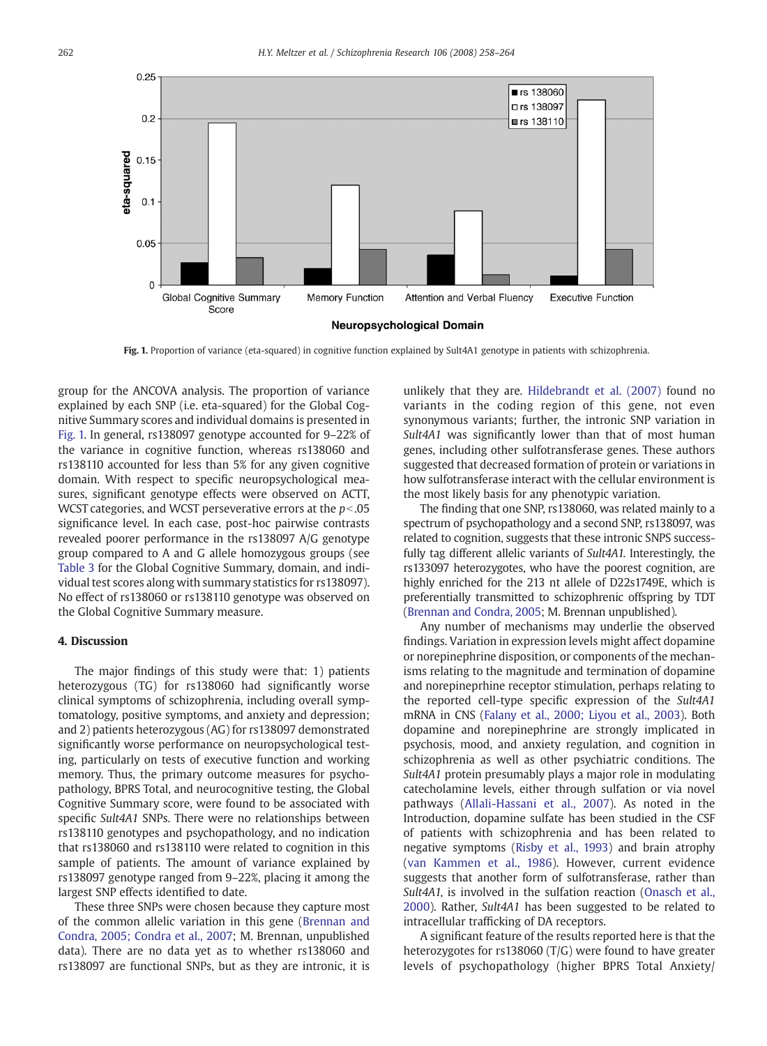Fig. 1. Proportion of variance (eta-squared) in cognitive function explained by Sult4A1 genotype in patients with schizophrenia.

group for the ANCOVA analysis. The proportion of variance explained by each SNP (i.e. eta-squared) for the Global Cognitive Summary scores and individual domains is presented in Fig. 1. In general, rs138097 genotype accounted for 9–22% of the variance in cognitive function, whereas rs138060 and rs138110 accounted for less than 5% for any given cognitive domain. With respect to specific neuropsychological measures, significant genotype effects were observed on ACTT, WCST categories, and WCST perseverative errors at the $p<.05$ significance level. In each case, post-hoc pairwise contrasts revealed poorer performance in the rs138097 A/G genotype group compared to A and G allele homozygous groups (see Table 3 for the Global Cognitive Summary, domain, and individual test scores along with summary statistics for rs138097). No effect of rs138060 or rs138110 genotype was observed on the Global Cognitive Summary measure.

## 4. Discussion

The major findings of this study were that: 1) patients heterozygous (TG) for rs138060 had significantly worse clinical symptoms of schizophrenia, including overall symptomatology, positive symptoms, and anxiety and depression; and 2) patients heterozygous (AG) for rs138097 demonstrated significantly worse performance on neuropsychological testing, particularly on tests of executive function and working memory. Thus, the primary outcome measures for psychopathology, BPRS Total, and neurocognitive testing, the Global Cognitive Summary score, were found to be associated with specific *Sult4A1* SNPs. There were no relationships between rs138110 genotypes and psychopathology, and no indication that rs138060 and rs138110 were related to cognition in this sample of patients. The amount of variance explained by rs138097 genotype ranged from 9–22%, placing it among the largest SNP effects identified to date.

These three SNPs were chosen because they capture most of the common allelic variation in this gene (Brennan and Condra, 2005; Condra et al., 2007; M. Brennan, unpublished data). There are no data yet as to whether rs138060 and rs138097 are functional SNPs, but as they are intronic, it is unlikely that they are. Hildebrandt et al. (2007) found no variants in the coding region of this gene, not even synonymous variants; further, the intronic SNP variation in *Sult4A1* was significantly lower than that of most human genes, including other sulfotransferase genes. These authors suggested that decreased formation of protein or variations in how sulfotransferase interact with the cellular environment is the most likely basis for any phenotypic variation.

The finding that one SNP, rs138060, was related mainly to a spectrum of psychopathology and a second SNP, rs138097, was related to cognition, suggests that these intronic SNPS successfully tag different allelic variants of *Sult4A1*. Interestingly, the rs133097 heterozygotes, who have the poorest cognition, are highly enriched for the 213 nt allele of D22s1749E, which is preferentially transmitted to schizophrenic offspring by TDT (Brennan and Condra, 2005; M. Brennan unpublished).

Any number of mechanisms may underlie the observed findings. Variation in expression levels might affect dopamine or norepinephrine disposition, or components of the mechanisms relating to the magnitude and termination of dopamine and norepineprhine receptor stimulation, perhaps relating to the reported cell-type specific expression of the *Sult4A1* mRNA in CNS (Falany et al., 2000; Liyou et al., 2003). Both dopamine and norepinephrine are strongly implicated in psychosis, mood, anxiety regulation, and cognition in schizophrenia as well as other psychiatric conditions. The *Sult4A1* protein presumably plays a major role in modulating catecholamine levels, either through sulfation or via novel pathways (Allali-Hassani et al., 2007). As noted in the Introduction, dopamine sulfate has been studied in the CSF of patients with schizophrenia and has been related to negative symptoms (Risby et al., 1993) and brain atrophy (van Kammen et al., 1986). However, current evidence suggests that another form of sulfotransferase, rather than *Sult4A1*, is involved in the sulfation reaction (Onasch et al., 2000). Rather, *Sult4A1* has been suggested to be related to intracellular trafficking of DA receptors.

A significant feature of the results reported here is that the heterozygotes for rs138060 (T/G) were found to have greater levels of psychopathology (higher BPRS Total Anxiety/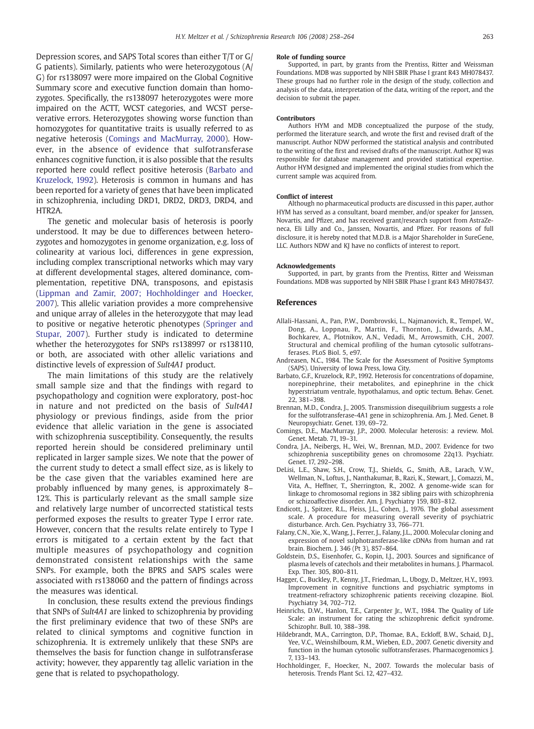Depression scores, and SAPS Total scores than either T/T or G/G patients). Similarly, patients who were heterozygotous (A/G) for rs138097 were more impaired on the Global Cognitive Summary score and executive function domain than homozygotes. Specifically, the rs138097 heterozygotes were more impaired on the ACTT, WCST categories, and WCST perseverative errors. Heterozygotes showing worse function than homozygotes for quantitative traits is usually referred to as negative heterosis (Comings and MacMurray, 2000). However, in the absence of evidence that sulfotransferase enhances cognitive function, it is also possible that the results reported here could reflect positive heterosis (Barbato and Kruzelock, 1992). Heterosis is common in humans and has been reported for a variety of genes that have been implicated in schizophrenia, including DRD1, DRD2, DRD3, DRD4, and HTR2A.

The genetic and molecular basis of heterosis is poorly understood. It may be due to differences between heterozygotes and homozygotes in genome organization, e.g. loss of colinearity at various loci, differences in gene expression, including complex transcriptional networks which may vary at different developmental stages, altered dominance, complementation, repetitive DNA, transposons, and epistasis (Lippman and Zamir, 2007; Hochholdinger and Hoecker, 2007). This allelic variation provides a more comprehensive and unique array of alleles in the heterozygote that may lead to positive or negative heterotic phenotypes (Springer and Stupar, 2007). Further study is indicated to determine whether the heterozygotes for SNPs rs138997 or rs138110, or both, are associated with other allelic variations and distinctive levels of expression of *Sult4A1* product.

The main limitations of this study are the relatively small sample size and that the findings with regard to psychopathology and cognition were exploratory, post-hoc in nature and not predicted on the basis of *Sult4A1* physiology or previous findings, aside from the prior evidence that allelic variation in the gene is associated with schizophrenia susceptibility. Consequently, the results reported herein should be considered preliminary until replicated in larger sample sizes. We note that the power of the current study to detect a small effect size, as is likely to be the case given that the variables examined here are probably influenced by many genes, is approximately 8–12%. This is particularly relevant as the small sample size and relatively large number of uncorrected statistical tests performed exposes the results to greater Type I error rate. However, concern that the results relate entirely to Type I errors is mitigated to a certain extent by the fact that multiple measures of psychopathology and cognition demonstrated consistent relationships with the same SNPs. For example, both the BPRS and SAPS scales were associated with rs138060 and the pattern of findings across the measures was identical.

In conclusion, these results extend the previous findings that SNPs of *Sult4A1* are linked to schizophrenia by providing the first preliminary evidence that two of these SNPs are related to clinical symptoms and cognitive function in schizophrenia. It is extremely unlikely that these SNPs are themselves the basis for function change in sulfotransferase activity; however, they apparently tag allelic variation in the gene that is related to psychopathology.

#### Role of funding source

Supported, in part, by grants from the Prentiss, Ritter and Weissman Foundations. MDB was supported by NIH SBIR Phase I grant R43 MH078437. These groups had no further role in the design of the study, collection and analysis of the data, interpretation of the data, writing of the report, and the decision to submit the paper.

#### Contributors

Authors HYM and MDB conceptualized the purpose of the study, performed the literature search, and wrote the first and revised draft of the manuscript. Author NDW performed the statistical analysis and contributed to the writing of the first and revised drafts of the manuscript. Author KJ was responsible for database management and provided statistical expertise. Author HYM designed and implemented the original studies from which the current sample was acquired from.

#### Conflict of interest

Although no pharmaceutical products are discussed in this paper, author HYM has served as a consultant, board member, and/or speaker for Janssen, Novartis, and Pfizer, and has received grant/research support from AstraZeneca, Eli Lilly and Co., Janssen, Novartis, and Pfizer. For reasons of full disclosure, it is hereby noted that M.D.B. is a Major Shareholder in SureGene, LLC. Authors NDW and KJ have no conflicts of interest to report.

#### Acknowledgements

Supported, in part, by grants from the Prentiss, Ritter and Weissman Foundations. MDB was supported by NIH SBIR Phase I grant R43 MH078437.

## References

Allali-Hassani, A., Pan, P.W., Dombrovski, L., Najmanovich, R., Tempel, W., Dong, A., Loppnau, P., Martin, F., Thornton, J., Edwards, A.M., Bochkarev, A., Plotnikov, A.N., Vedadi, M., Arrowsmith, C.H., 2007. Structural and chemical profiling of the human cytosolic sulfotransferases. PLoS Biol. 5, e97.

Andreasen, N.C., 1984. The Scale for the Assessment of Positive Symptoms (SAPS). University of Iowa Press, Iowa City.

Barbato, G.F., Kruzelock, R.P., 1992. Heterosis for concentrations of dopamine, norepinephrine, their metabolites, and epinephrine in the chick hyperstriatum ventrale, hypothalamus, and optic tectum. Behav. Genet. 22, 381–398.

Brennan, M.D., Condra, J., 2005. Transmission disequilibrium suggests a role for the sulfotransferase-4A1 gene in schizophrenia. Am. J. Med. Genet. B Neuropsychiatr. Genet. 139, 69–72.

Comings, D.E., MacMurray, J.P., 2000. Molecular heterosis: a review. Mol. Genet. Metab. 71, 19–31.

Condra, J.A., Neibergs, H., Wei, W., Brennan, M.D., 2007. Evidence for two schizophrenia susceptibility genes on chromosome 22q13. Psychiatr. Genet. 17, 292–298.

DeLisi, L.E., Shaw, S.H., Crow, T.J., Shields, G., Smith, A.B., Larach, V.W., Wellman, N., Loftus, J., Nanthakumar, B., Razi, K., Stewart, J., Comazzi, M., Vita, A., Heffner, T., Sherrington, R., 2002. A genome-wide scan for linkage to chromosomal regions in 382 sibling pairs with schizophrenia or schizoaffective disorder. Am. J. Psychiatry 159, 803–812.

Endicott, J., Spitzer, R.L., Fleiss, J.L., Cohen, J., 1976. The global assessment scale. A procedure for measuring overall severity of psychiatric disturbance. Arch. Gen. Psychiatry 33, 766–771.

Falany, C.N., Xie, X., Wang, J., Ferrer, J., Falany, J.L., 2000. Molecular cloning and expression of novel sulphotransferase-like cDNAs from human and rat brain. Biochem. J. 346 (Pt 3), 857–864.

Goldstein, D.S., Eisenhofer, G., Kopin, I.J., 2003. Sources and significance of plasma levels of catechols and their metabolites in humans. J. Pharmacol. Exp. Ther. 305, 800–811.

Hagger, C., Buckley, P., Kenny, J.T., Friedman, L., Ubogy, D., Meltzer, H.Y., 1993. Improvement in cognitive functions and psychiatric symptoms in treatment-refractory schizophrenic patients receiving clozapine. Biol. Psychiatry 34, 702–712.

Heinrichs, D.W., Hanlon, T.E., Carpenter Jr., W.T., 1984. The Quality of Life Scale: an instrument for rating the schizophrenic deficit syndrome. Schizophr. Bull. 10, 388–398.

Hildebrandt, M.A., Carrington, D.P., Thomae, B.A., Eckloff, B.W., Schaid, D.J., Yee, V.C., Weinshilboum, R.M., Wieben, E.D., 2007. Genetic diversity and function in the human cytosolic sulfotransferases. Pharmacogenomics J. 7, 133–143.

Hochholdinger, F., Hoecker, N., 2007. Towards the molecular basis of heterosis. Trends Plant Sci. 12, 427–432.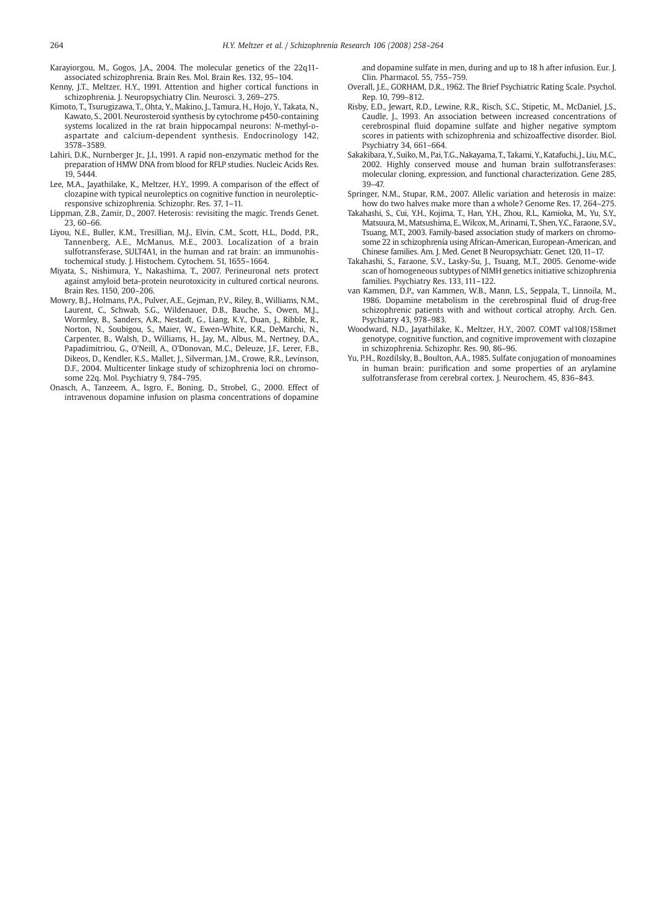Karayiorgou, M., Gogos, J.A., 2004. The molecular genetics of the 22q11-associated schizophrenia. Brain Res. Mol. Brain Res. 132, 95–104.

Kenny, J.T., Meltzer, H.Y., 1991. Attention and higher cortical functions in schizophrenia. J. Neuropsychiatry Clin. Neurosci. 3, 269–275.

Kimoto, T., Tsurugizawa, T., Ohta, Y., Makino, J., Tamura, H., Hojo, Y., Takata, N., Kawato, S., 2001. Neurosteroid synthesis by cytochrome p450-containing systems localized in the rat brain hippocampal neurons: *N*-methyl-D-aspartate and calcium-dependent synthesis. Endocrinology 142, 3578–3589.

Lahiri, D.K., Nurnberger Jr., J.I., 1991. A rapid non-enzymatic method for the preparation of HMW DNA from blood for RFLP studies. Nucleic Acids Res. 19, 5444.

Lee, M.A., Jayathilake, K., Meltzer, H.Y., 1999. A comparison of the effect of clozapine with typical neuroleptics on cognitive function in neuroleptic-responsive schizophrenia. Schizophr. Res. 37, 1–11.

Lippman, Z.B., Zamir, D., 2007. Heterosis: revisiting the magic. Trends Genet. 23, 60–66.

Liyou, N.E., Buller, K.M., Tresillian, M.J., Elvin, C.M., Scott, H.L., Dodd, P.R., Tannenberg, A.E., McManus, M.E., 2003. Localization of a brain sulfotransferase, SULT4A1, in the human and rat brain: an immunohistochemical study. J. Histochem. Cytochem. 51, 1655–1664.

Miyata, S., Nishimura, Y., Nakashima, T., 2007. Perineuronal nets protect against amyloid beta-protein neurotoxicity in cultured cortical neurons. Brain Res. 1150, 200–206.

Mowry, B.J., Holmans, P.A., Pulver, A.E., Gejman, P.V., Riley, B., Williams, N.M., Laurent, C., Schwab, S.G., Wildenauer, D.B., Bauche, S., Owen, M.J., Wormley, B., Sanders, A.R., Nestadt, G., Liang, K.Y., Duan, J., Ribble, R., Norton, N., Soubigou, S., Maier, W., Ewen-White, K.R., DeMarchi, N., Carpenter, B., Walsh, D., Williams, H., Jay, M., Albus, M., Nertney, D.A., Papadimitriou, G., O'Neill, A., O'Donovan, M.C., Deleuze, J.F., Lerer, F.B., Dikeos, D., Kendler, K.S., Mallet, J., Silverman, J.M., Crowe, R.R., Levinson, D.F., 2004. Multicenter linkage study of schizophrenia loci on chromosome 22q. Mol. Psychiatry 9, 784–795.

Onasch, A., Tanzeem, A., Isgro, F., Boning, D., Strobel, G., 2000. Effect of intravenous dopamine infusion on plasma concentrations of dopamine and dopamine sulfate in men, during and up to 18 h after infusion. Eur. J. Clin. Pharmacol. 55, 755–759.

Overall, J.E., GORHAM, D.R., 1962. The Brief Psychiatric Rating Scale. Psychol. Rep. 10, 799–812.

Risby, E.D., Jewart, R.D., Lewine, R.R., Risch, S.C., Stipetic, M., McDaniel, J.S., Caudle, J., 1993. An association between increased concentrations of cerebrospinal fluid dopamine sulfate and higher negative symptom scores in patients with schizophrenia and schizoaffective disorder. Biol. Psychiatry 34, 661–664.

Sakakibara, Y., Suiko, M., Pai, T.G., Nakayama, T., Takami, Y., Katafuchi, J., Liu, M.C., 2002. Highly conserved mouse and human brain sulfotransferases: molecular cloning, expression, and functional characterization. Gene 285, 39–47.

Springer, N.M., Stupar, R.M., 2007. Allelic variation and heterosis in maize: how do two halves make more than a whole? Genome Res. 17, 264–275.

Takahashi, S., Cui, Y.H., Kojima, T., Han, Y.H., Zhou, R.L., Kamioka, M., Yu, S.Y., Matsuura, M., Matsushima, E., Wilcox, M., Arinami, T., Shen, Y.C., Faraone, S.V., Tsuang, M.T., 2003. Family-based association study of markers on chromosome 22 in schizophrenia using African-American, European-American, and Chinese families. Am. J. Med. Genet B Neuropsychiatr. Genet. 120, 11–17.

Takahashi, S., Faraone, S.V., Lasky-Su, J., Tsuang, M.T., 2005. Genome-wide scan of homogeneous subtypes of NIMH genetics initiative schizophrenia families. Psychiatry Res. 133, 111–122.

van Kammen, D.P., van Kammen, W.B., Mann, L.S., Seppala, T., Linnoila, M., 1986. Dopamine metabolism in the cerebrospinal fluid of drug-free schizophrenic patients with and without cortical atrophy. Arch. Gen. Psychiatry 43, 978–983.

Woodward, N.D., Jayathilake, K., Meltzer, H.Y., 2007. COMT val108/158met genotype, cognitive function, and cognitive improvement with clozapine in schizophrenia. Schizophr. Res. 90, 86–96.

Yu, P.H., Rozdilsky, B., Boulton, A.A., 1985. Sulfate conjugation of monoamines in human brain: purification and some properties of an arylamine sulfotransferase from cerebral cortex. J. Neurochem. 45, 836–843.